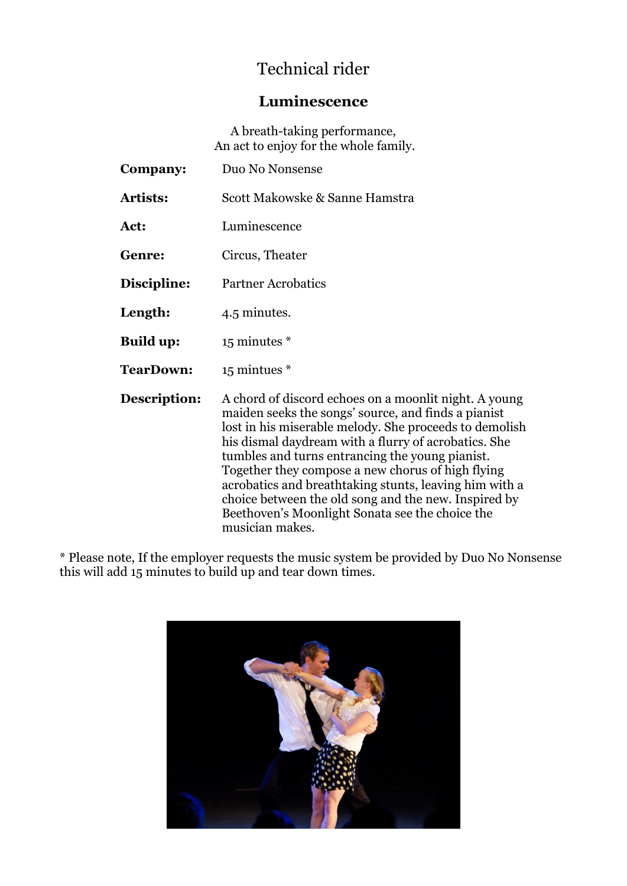# Technical rider

## Luminescence

A breath-taking performance,
An act to enjoy for the whole family.

**Company:** Duo No Nonsense

**Artists:** Scott Makowske & Sanne Hamstra

**Act:** Luminescence

**Genre:** Circus, Theater

**Discipline:** Partner Acrobatics

**Length:** 4.5 minutes.

**Build up:** 15 minutes *

**TearDown:** 15 mintues *

**Description:** A chord of discord echoes on a moonlit night. A young maiden seeks the songs' source, and finds a pianist lost in his miserable melody. She proceeds to demolish his dismal daydream with a flurry of acrobatics. She tumbles and turns entrancing the young pianist. Together they compose a new chorus of high flying acrobatics and breathtaking stunts, leaving him with a choice between the old song and the new. Inspired by Beethoven's Moonlight Sonata see the choice the musician makes.

* Please note, If the employer requests the music system be provided by Duo No Nonsense this will add 15 minutes to build up and tear down times.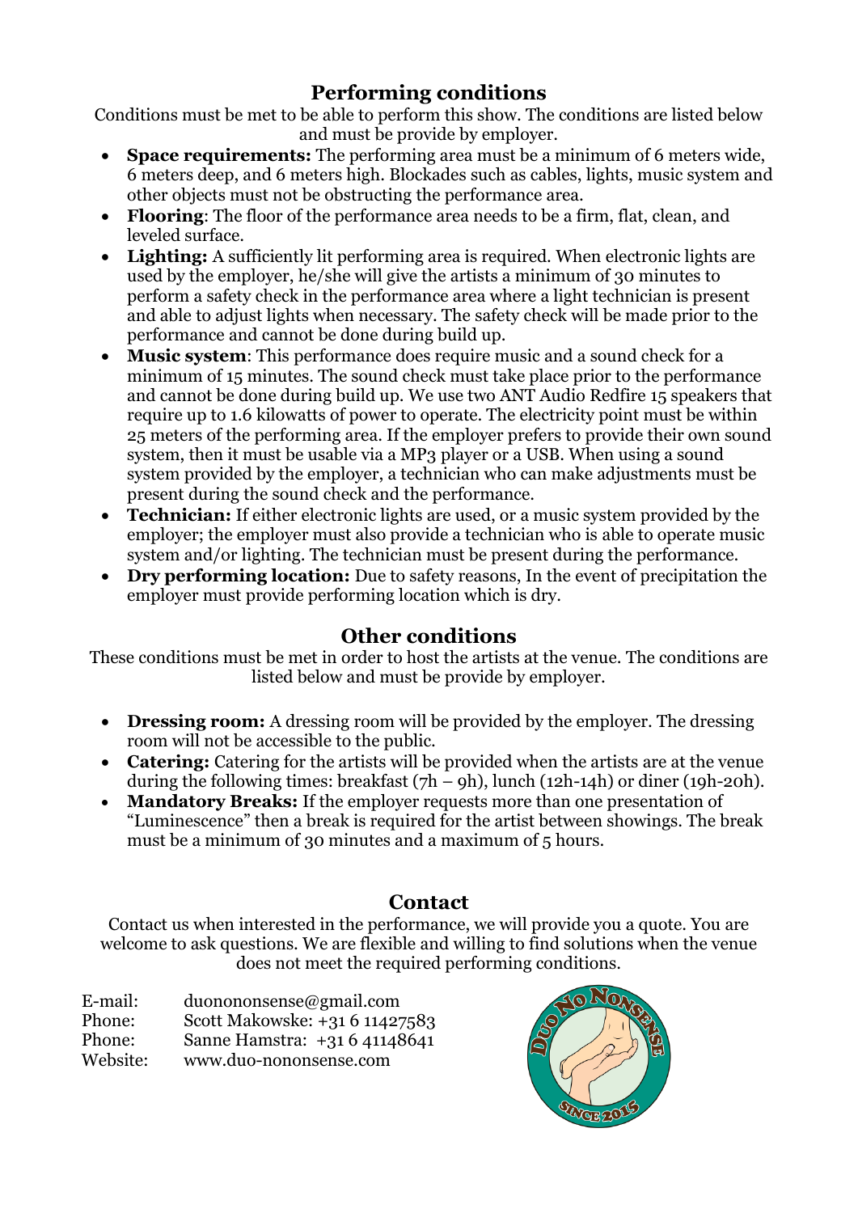## Performing conditions

Conditions must be met to be able to perform this show. The conditions are listed below and must be provide by employer.

- **Space requirements:** The performing area must be a minimum of 6 meters wide, 6 meters deep, and 6 meters high. Blockades such as cables, lights, music system and other objects must not be obstructing the performance area.
- **Flooring**: The floor of the performance area needs to be a firm, flat, clean, and leveled surface.
- **Lighting:** A sufficiently lit performing area is required. When electronic lights are used by the employer, he/she will give the artists a minimum of 30 minutes to perform a safety check in the performance area where a light technician is present and able to adjust lights when necessary. The safety check will be made prior to the performance and cannot be done during build up.
- **Music system**: This performance does require music and a sound check for a minimum of 15 minutes. The sound check must take place prior to the performance and cannot be done during build up. We use two ANT Audio Redfire 15 speakers that require up to 1.6 kilowatts of power to operate. The electricity point must be within 25 meters of the performing area. If the employer prefers to provide their own sound system, then it must be usable via a MP3 player or a USB. When using a sound system provided by the employer, a technician who can make adjustments must be present during the sound check and the performance.
- **Technician:** If either electronic lights are used, or a music system provided by the employer; the employer must also provide a technician who is able to operate music system and/or lighting. The technician must be present during the performance.
- **Dry performing location:** Due to safety reasons, In the event of precipitation the employer must provide performing location which is dry.

## Other conditions

These conditions must be met in order to host the artists at the venue. The conditions are listed below and must be provide by employer.

- **Dressing room:** A dressing room will be provided by the employer. The dressing room will not be accessible to the public.
- **Catering:** Catering for the artists will be provided when the artists are at the venue during the following times: breakfast (7h – 9h), lunch (12h-14h) or diner (19h-20h).
- **Mandatory Breaks:** If the employer requests more than one presentation of "Luminescence" then a break is required for the artist between showings. The break must be a minimum of 30 minutes and a maximum of 5 hours.

## Contact

Contact us when interested in the performance, we will provide you a quote. You are welcome to ask questions. We are flexible and willing to find solutions when the venue does not meet the required performing conditions.

| | |
|---|---|
| E-mail: | duonononsense@gmail.com |
| Phone: | Scott Makowske: +31 6 11427583 |
| Phone: | Sanne Hamstra: +31 6 41148641 |
| Website: | www.duo-nononsense.com |

DUO NO NONSENSE
SINCE 2015